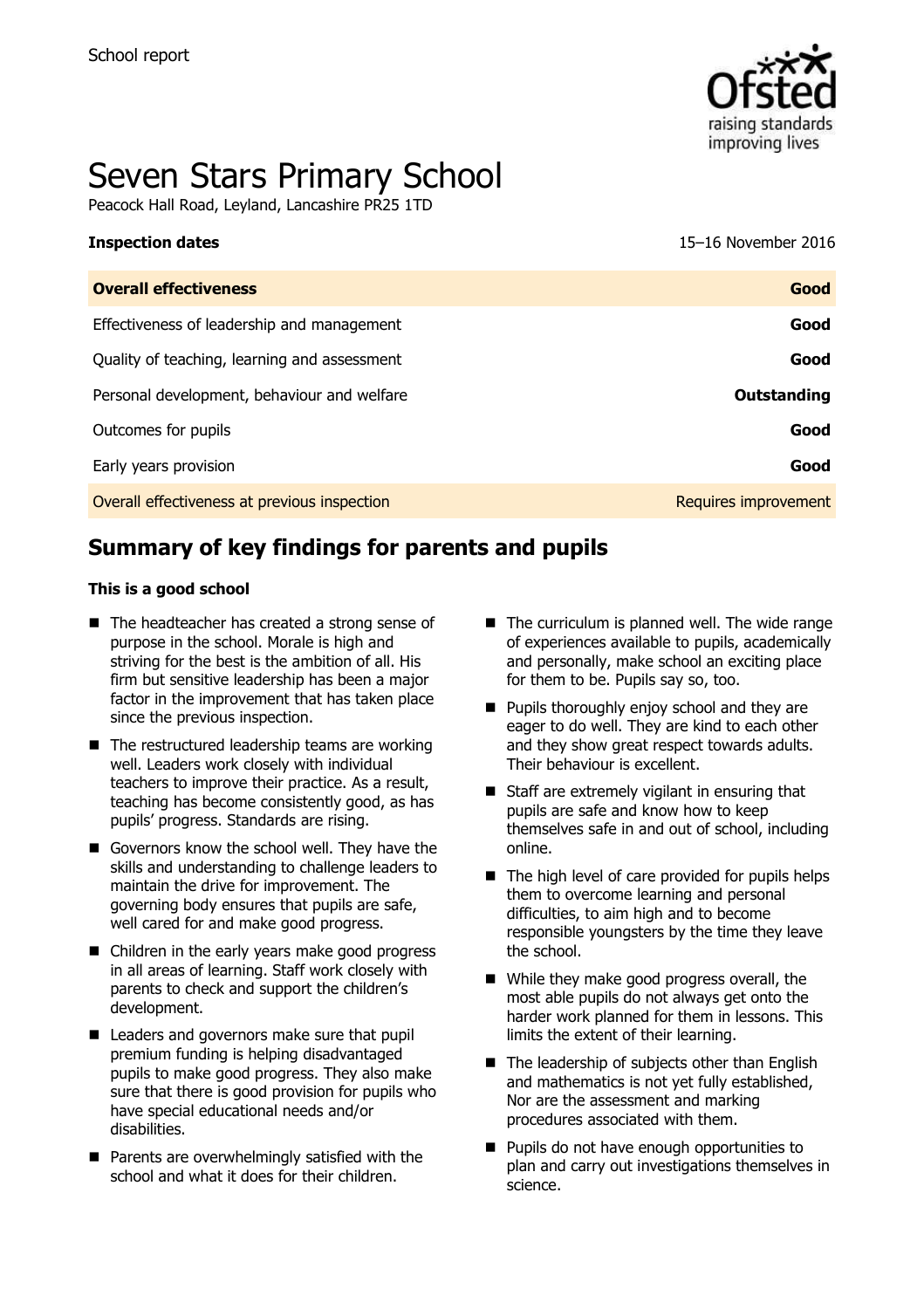School report

# Seven Stars Primary School

Peacock Hall Road, Leyland, Lancashire PR25 1TD

| **Inspection dates** | 15–16 November 2016 |
| --- | --- |
| **Overall effectiveness** | **Good** |
| Effectiveness of leadership and management | **Good** |
| Quality of teaching, learning and assessment | **Good** |
| Personal development, behaviour and welfare | **Outstanding** |
| Outcomes for pupils | **Good** |
| Early years provision | **Good** |
| Overall effectiveness at previous inspection | Requires improvement |

## Summary of key findings for parents and pupils

**This is a good school**

- The headteacher has created a strong sense of purpose in the school. Morale is high and striving for the best is the ambition of all. His firm but sensitive leadership has been a major factor in the improvement that has taken place since the previous inspection.
- The restructured leadership teams are working well. Leaders work closely with individual teachers to improve their practice. As a result, teaching has become consistently good, as has pupils' progress. Standards are rising.
- Governors know the school well. They have the skills and understanding to challenge leaders to maintain the drive for improvement. The governing body ensures that pupils are safe, well cared for and make good progress.
- Children in the early years make good progress in all areas of learning. Staff work closely with parents to check and support the children's development.
- Leaders and governors make sure that pupil premium funding is helping disadvantaged pupils to make good progress. They also make sure that there is good provision for pupils who have special educational needs and/or disabilities.
- Parents are overwhelmingly satisfied with the school and what it does for their children.
- The curriculum is planned well. The wide range of experiences available to pupils, academically and personally, make school an exciting place for them to be. Pupils say so, too.
- Pupils thoroughly enjoy school and they are eager to do well. They are kind to each other and they show great respect towards adults. Their behaviour is excellent.
- Staff are extremely vigilant in ensuring that pupils are safe and know how to keep themselves safe in and out of school, including online.
- The high level of care provided for pupils helps them to overcome learning and personal difficulties, to aim high and to become responsible youngsters by the time they leave the school.
- While they make good progress overall, the most able pupils do not always get onto the harder work planned for them in lessons. This limits the extent of their learning.
- The leadership of subjects other than English and mathematics is not yet fully established, Nor are the assessment and marking procedures associated with them.
- Pupils do not have enough opportunities to plan and carry out investigations themselves in science.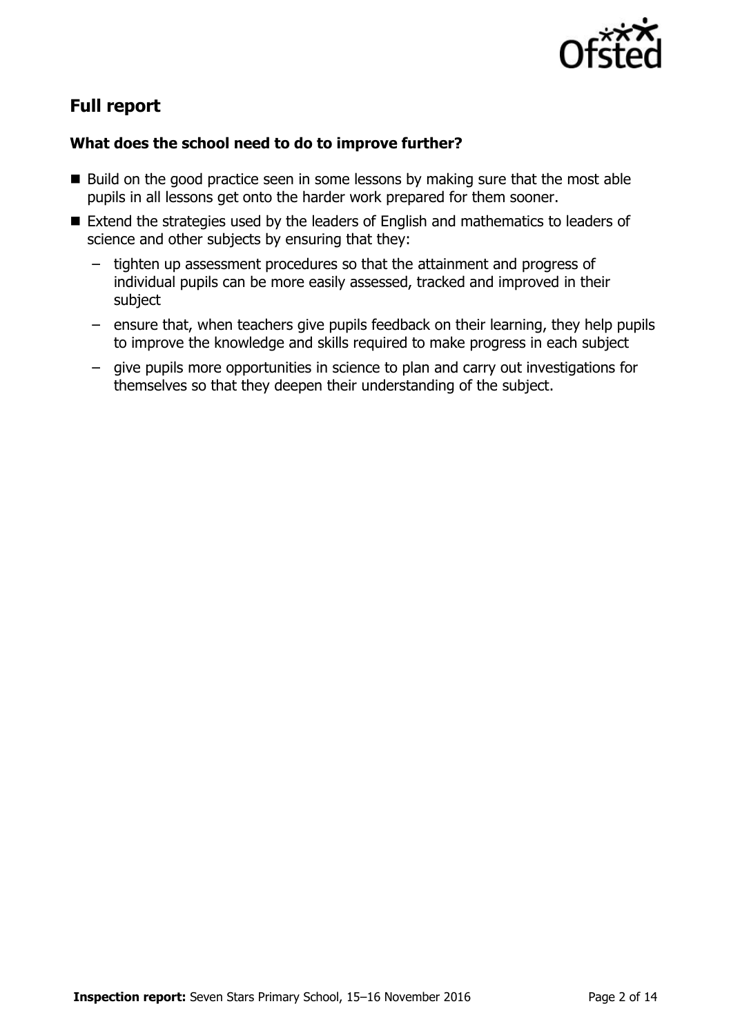## Full report

### What does the school need to do to improve further?

- Build on the good practice seen in some lessons by making sure that the most able pupils in all lessons get onto the harder work prepared for them sooner.
- Extend the strategies used by the leaders of English and mathematics to leaders of science and other subjects by ensuring that they:
  - tighten up assessment procedures so that the attainment and progress of individual pupils can be more easily assessed, tracked and improved in their subject
  - ensure that, when teachers give pupils feedback on their learning, they help pupils to improve the knowledge and skills required to make progress in each subject
  - give pupils more opportunities in science to plan and carry out investigations for themselves so that they deepen their understanding of the subject.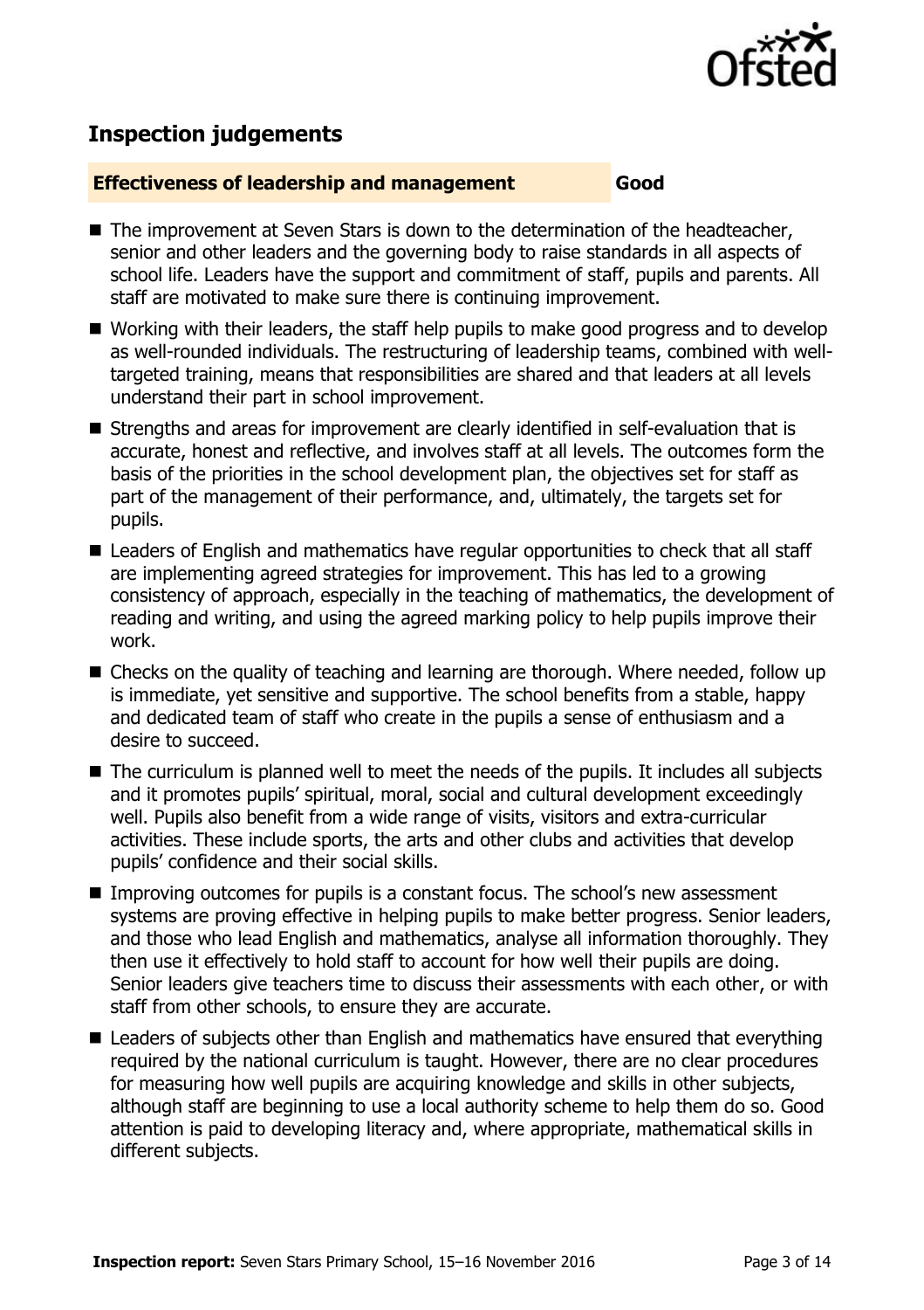## Inspection judgements

**Effectiveness of leadership and management** **Good**

- The improvement at Seven Stars is down to the determination of the headteacher, senior and other leaders and the governing body to raise standards in all aspects of school life. Leaders have the support and commitment of staff, pupils and parents. All staff are motivated to make sure there is continuing improvement.
- Working with their leaders, the staff help pupils to make good progress and to develop as well-rounded individuals. The restructuring of leadership teams, combined with well-targeted training, means that responsibilities are shared and that leaders at all levels understand their part in school improvement.
- Strengths and areas for improvement are clearly identified in self-evaluation that is accurate, honest and reflective, and involves staff at all levels. The outcomes form the basis of the priorities in the school development plan, the objectives set for staff as part of the management of their performance, and, ultimately, the targets set for pupils.
- Leaders of English and mathematics have regular opportunities to check that all staff are implementing agreed strategies for improvement. This has led to a growing consistency of approach, especially in the teaching of mathematics, the development of reading and writing, and using the agreed marking policy to help pupils improve their work.
- Checks on the quality of teaching and learning are thorough. Where needed, follow up is immediate, yet sensitive and supportive. The school benefits from a stable, happy and dedicated team of staff who create in the pupils a sense of enthusiasm and a desire to succeed.
- The curriculum is planned well to meet the needs of the pupils. It includes all subjects and it promotes pupils' spiritual, moral, social and cultural development exceedingly well. Pupils also benefit from a wide range of visits, visitors and extra-curricular activities. These include sports, the arts and other clubs and activities that develop pupils' confidence and their social skills.
- Improving outcomes for pupils is a constant focus. The school's new assessment systems are proving effective in helping pupils to make better progress. Senior leaders, and those who lead English and mathematics, analyse all information thoroughly. They then use it effectively to hold staff to account for how well their pupils are doing. Senior leaders give teachers time to discuss their assessments with each other, or with staff from other schools, to ensure they are accurate.
- Leaders of subjects other than English and mathematics have ensured that everything required by the national curriculum is taught. However, there are no clear procedures for measuring how well pupils are acquiring knowledge and skills in other subjects, although staff are beginning to use a local authority scheme to help them do so. Good attention is paid to developing literacy and, where appropriate, mathematical skills in different subjects.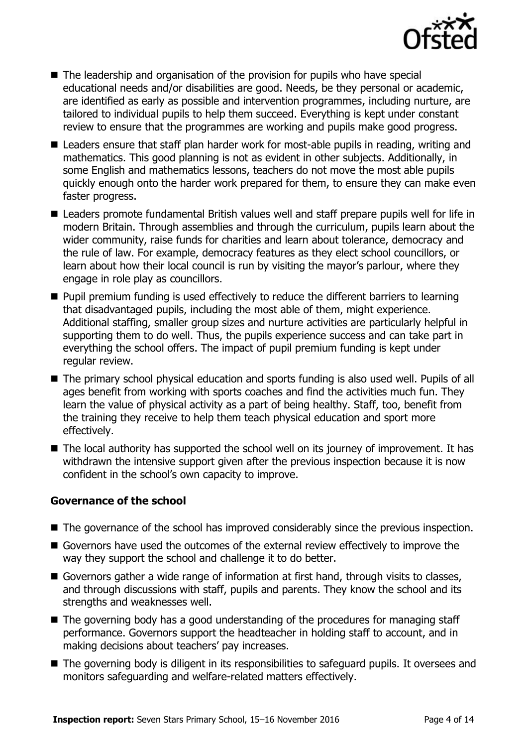- The leadership and organisation of the provision for pupils who have special educational needs and/or disabilities are good. Needs, be they personal or academic, are identified as early as possible and intervention programmes, including nurture, are tailored to individual pupils to help them succeed. Everything is kept under constant review to ensure that the programmes are working and pupils make good progress.
- Leaders ensure that staff plan harder work for most-able pupils in reading, writing and mathematics. This good planning is not as evident in other subjects. Additionally, in some English and mathematics lessons, teachers do not move the most able pupils quickly enough onto the harder work prepared for them, to ensure they can make even faster progress.
- Leaders promote fundamental British values well and staff prepare pupils well for life in modern Britain. Through assemblies and through the curriculum, pupils learn about the wider community, raise funds for charities and learn about tolerance, democracy and the rule of law. For example, democracy features as they elect school councillors, or learn about how their local council is run by visiting the mayor's parlour, where they engage in role play as councillors.
- Pupil premium funding is used effectively to reduce the different barriers to learning that disadvantaged pupils, including the most able of them, might experience. Additional staffing, smaller group sizes and nurture activities are particularly helpful in supporting them to do well. Thus, the pupils experience success and can take part in everything the school offers. The impact of pupil premium funding is kept under regular review.
- The primary school physical education and sports funding is also used well. Pupils of all ages benefit from working with sports coaches and find the activities much fun. They learn the value of physical activity as a part of being healthy. Staff, too, benefit from the training they receive to help them teach physical education and sport more effectively.
- The local authority has supported the school well on its journey of improvement. It has withdrawn the intensive support given after the previous inspection because it is now confident in the school's own capacity to improve.

### Governance of the school

- The governance of the school has improved considerably since the previous inspection.
- Governors have used the outcomes of the external review effectively to improve the way they support the school and challenge it to do better.
- Governors gather a wide range of information at first hand, through visits to classes, and through discussions with staff, pupils and parents. They know the school and its strengths and weaknesses well.
- The governing body has a good understanding of the procedures for managing staff performance. Governors support the headteacher in holding staff to account, and in making decisions about teachers' pay increases.
- The governing body is diligent in its responsibilities to safeguard pupils. It oversees and monitors safeguarding and welfare-related matters effectively.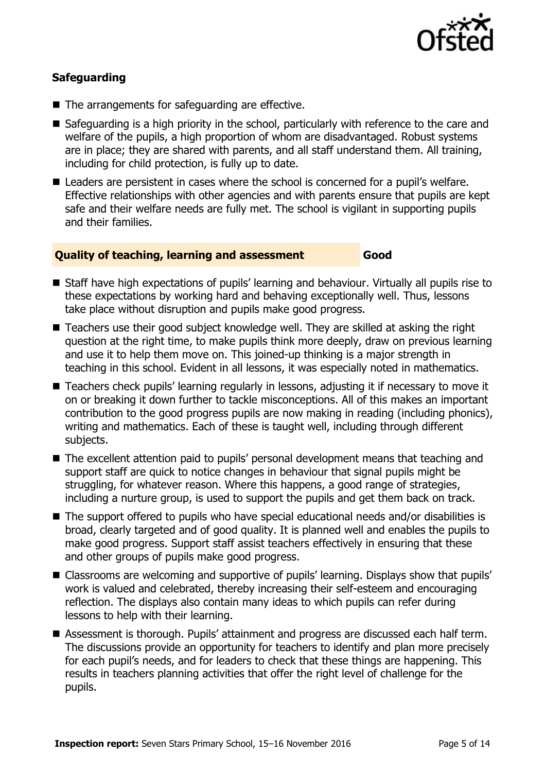### Safeguarding

- The arrangements for safeguarding are effective.
- Safeguarding is a high priority in the school, particularly with reference to the care and welfare of the pupils, a high proportion of whom are disadvantaged. Robust systems are in place; they are shared with parents, and all staff understand them. All training, including for child protection, is fully up to date.
- Leaders are persistent in cases where the school is concerned for a pupil's welfare. Effective relationships with other agencies and with parents ensure that pupils are kept safe and their welfare needs are fully met. The school is vigilant in supporting pupils and their families.

### Quality of teaching, learning and assessment — Good

- Staff have high expectations of pupils' learning and behaviour. Virtually all pupils rise to these expectations by working hard and behaving exceptionally well. Thus, lessons take place without disruption and pupils make good progress.
- Teachers use their good subject knowledge well. They are skilled at asking the right question at the right time, to make pupils think more deeply, draw on previous learning and use it to help them move on. This joined-up thinking is a major strength in teaching in this school. Evident in all lessons, it was especially noted in mathematics.
- Teachers check pupils' learning regularly in lessons, adjusting it if necessary to move it on or breaking it down further to tackle misconceptions. All of this makes an important contribution to the good progress pupils are now making in reading (including phonics), writing and mathematics. Each of these is taught well, including through different subjects.
- The excellent attention paid to pupils' personal development means that teaching and support staff are quick to notice changes in behaviour that signal pupils might be struggling, for whatever reason. Where this happens, a good range of strategies, including a nurture group, is used to support the pupils and get them back on track.
- The support offered to pupils who have special educational needs and/or disabilities is broad, clearly targeted and of good quality. It is planned well and enables the pupils to make good progress. Support staff assist teachers effectively in ensuring that these and other groups of pupils make good progress.
- Classrooms are welcoming and supportive of pupils' learning. Displays show that pupils' work is valued and celebrated, thereby increasing their self-esteem and encouraging reflection. The displays also contain many ideas to which pupils can refer during lessons to help with their learning.
- Assessment is thorough. Pupils' attainment and progress are discussed each half term. The discussions provide an opportunity for teachers to identify and plan more precisely for each pupil's needs, and for leaders to check that these things are happening. This results in teachers planning activities that offer the right level of challenge for the pupils.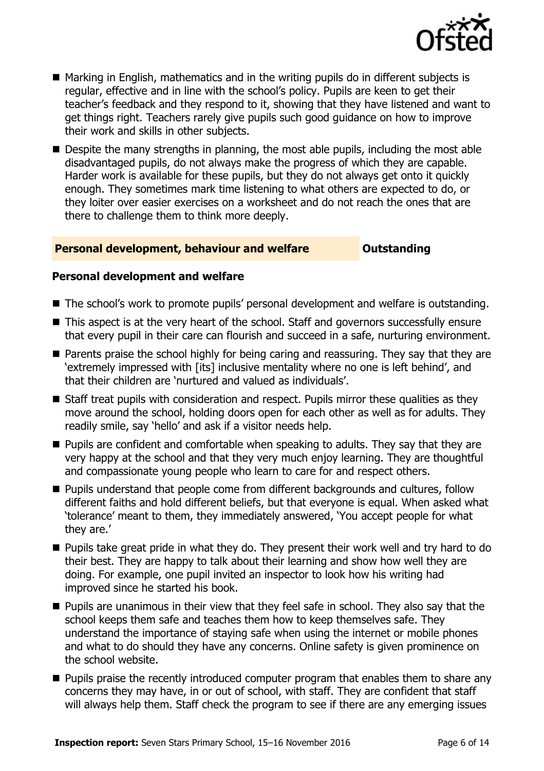- Marking in English, mathematics and in the writing pupils do in different subjects is regular, effective and in line with the school's policy. Pupils are keen to get their teacher's feedback and they respond to it, showing that they have listened and want to get things right. Teachers rarely give pupils such good guidance on how to improve their work and skills in other subjects.
- Despite the many strengths in planning, the most able pupils, including the most able disadvantaged pupils, do not always make the progress of which they are capable. Harder work is available for these pupils, but they do not always get onto it quickly enough. They sometimes mark time listening to what others are expected to do, or they loiter over easier exercises on a worksheet and do not reach the ones that are there to challenge them to think more deeply.

## Personal development, behaviour and welfare — Outstanding

### Personal development and welfare

- The school's work to promote pupils' personal development and welfare is outstanding.
- This aspect is at the very heart of the school. Staff and governors successfully ensure that every pupil in their care can flourish and succeed in a safe, nurturing environment.
- Parents praise the school highly for being caring and reassuring. They say that they are 'extremely impressed with [its] inclusive mentality where no one is left behind', and that their children are 'nurtured and valued as individuals'.
- Staff treat pupils with consideration and respect. Pupils mirror these qualities as they move around the school, holding doors open for each other as well as for adults. They readily smile, say 'hello' and ask if a visitor needs help.
- Pupils are confident and comfortable when speaking to adults. They say that they are very happy at the school and that they very much enjoy learning. They are thoughtful and compassionate young people who learn to care for and respect others.
- Pupils understand that people come from different backgrounds and cultures, follow different faiths and hold different beliefs, but that everyone is equal. When asked what 'tolerance' meant to them, they immediately answered, 'You accept people for what they are.'
- Pupils take great pride in what they do. They present their work well and try hard to do their best. They are happy to talk about their learning and show how well they are doing. For example, one pupil invited an inspector to look how his writing had improved since he started his book.
- Pupils are unanimous in their view that they feel safe in school. They also say that the school keeps them safe and teaches them how to keep themselves safe. They understand the importance of staying safe when using the internet or mobile phones and what to do should they have any concerns. Online safety is given prominence on the school website.
- Pupils praise the recently introduced computer program that enables them to share any concerns they may have, in or out of school, with staff. They are confident that staff will always help them. Staff check the program to see if there are any emerging issues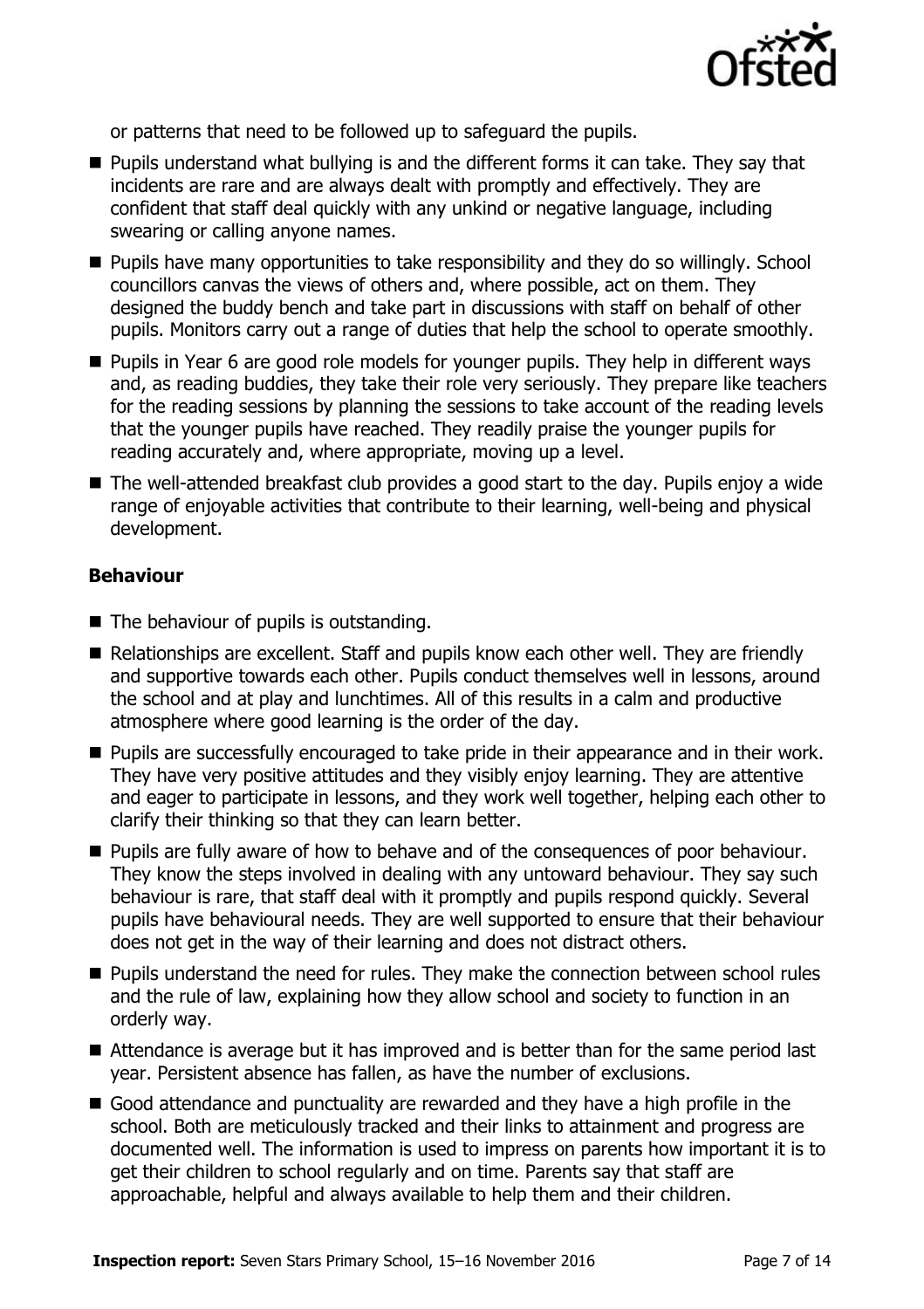or patterns that need to be followed up to safeguard the pupils.

- Pupils understand what bullying is and the different forms it can take. They say that incidents are rare and are always dealt with promptly and effectively. They are confident that staff deal quickly with any unkind or negative language, including swearing or calling anyone names.
- Pupils have many opportunities to take responsibility and they do so willingly. School councillors canvas the views of others and, where possible, act on them. They designed the buddy bench and take part in discussions with staff on behalf of other pupils. Monitors carry out a range of duties that help the school to operate smoothly.
- Pupils in Year 6 are good role models for younger pupils. They help in different ways and, as reading buddies, they take their role very seriously. They prepare like teachers for the reading sessions by planning the sessions to take account of the reading levels that the younger pupils have reached. They readily praise the younger pupils for reading accurately and, where appropriate, moving up a level.
- The well-attended breakfast club provides a good start to the day. Pupils enjoy a wide range of enjoyable activities that contribute to their learning, well-being and physical development.

### Behaviour

- The behaviour of pupils is outstanding.
- Relationships are excellent. Staff and pupils know each other well. They are friendly and supportive towards each other. Pupils conduct themselves well in lessons, around the school and at play and lunchtimes. All of this results in a calm and productive atmosphere where good learning is the order of the day.
- Pupils are successfully encouraged to take pride in their appearance and in their work. They have very positive attitudes and they visibly enjoy learning. They are attentive and eager to participate in lessons, and they work well together, helping each other to clarify their thinking so that they can learn better.
- Pupils are fully aware of how to behave and of the consequences of poor behaviour. They know the steps involved in dealing with any untoward behaviour. They say such behaviour is rare, that staff deal with it promptly and pupils respond quickly. Several pupils have behavioural needs. They are well supported to ensure that their behaviour does not get in the way of their learning and does not distract others.
- Pupils understand the need for rules. They make the connection between school rules and the rule of law, explaining how they allow school and society to function in an orderly way.
- Attendance is average but it has improved and is better than for the same period last year. Persistent absence has fallen, as have the number of exclusions.
- Good attendance and punctuality are rewarded and they have a high profile in the school. Both are meticulously tracked and their links to attainment and progress are documented well. The information is used to impress on parents how important it is to get their children to school regularly and on time. Parents say that staff are approachable, helpful and always available to help them and their children.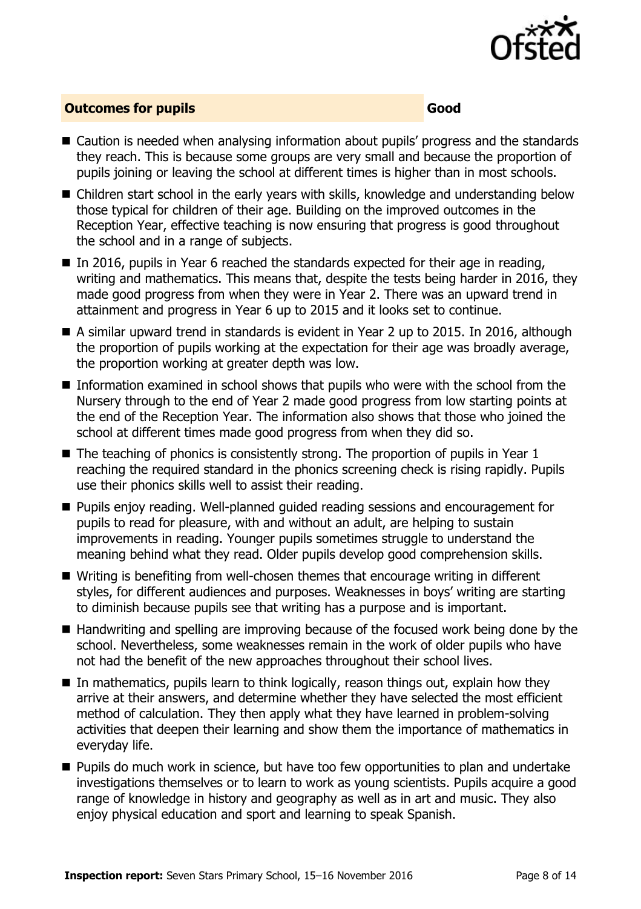## Outcomes for pupils — Good

- Caution is needed when analysing information about pupils' progress and the standards they reach. This is because some groups are very small and because the proportion of pupils joining or leaving the school at different times is higher than in most schools.
- Children start school in the early years with skills, knowledge and understanding below those typical for children of their age. Building on the improved outcomes in the Reception Year, effective teaching is now ensuring that progress is good throughout the school and in a range of subjects.
- In 2016, pupils in Year 6 reached the standards expected for their age in reading, writing and mathematics. This means that, despite the tests being harder in 2016, they made good progress from when they were in Year 2. There was an upward trend in attainment and progress in Year 6 up to 2015 and it looks set to continue.
- A similar upward trend in standards is evident in Year 2 up to 2015. In 2016, although the proportion of pupils working at the expectation for their age was broadly average, the proportion working at greater depth was low.
- Information examined in school shows that pupils who were with the school from the Nursery through to the end of Year 2 made good progress from low starting points at the end of the Reception Year. The information also shows that those who joined the school at different times made good progress from when they did so.
- The teaching of phonics is consistently strong. The proportion of pupils in Year 1 reaching the required standard in the phonics screening check is rising rapidly. Pupils use their phonics skills well to assist their reading.
- Pupils enjoy reading. Well-planned guided reading sessions and encouragement for pupils to read for pleasure, with and without an adult, are helping to sustain improvements in reading. Younger pupils sometimes struggle to understand the meaning behind what they read. Older pupils develop good comprehension skills.
- Writing is benefiting from well-chosen themes that encourage writing in different styles, for different audiences and purposes. Weaknesses in boys' writing are starting to diminish because pupils see that writing has a purpose and is important.
- Handwriting and spelling are improving because of the focused work being done by the school. Nevertheless, some weaknesses remain in the work of older pupils who have not had the benefit of the new approaches throughout their school lives.
- In mathematics, pupils learn to think logically, reason things out, explain how they arrive at their answers, and determine whether they have selected the most efficient method of calculation. They then apply what they have learned in problem-solving activities that deepen their learning and show them the importance of mathematics in everyday life.
- Pupils do much work in science, but have too few opportunities to plan and undertake investigations themselves or to learn to work as young scientists. Pupils acquire a good range of knowledge in history and geography as well as in art and music. They also enjoy physical education and sport and learning to speak Spanish.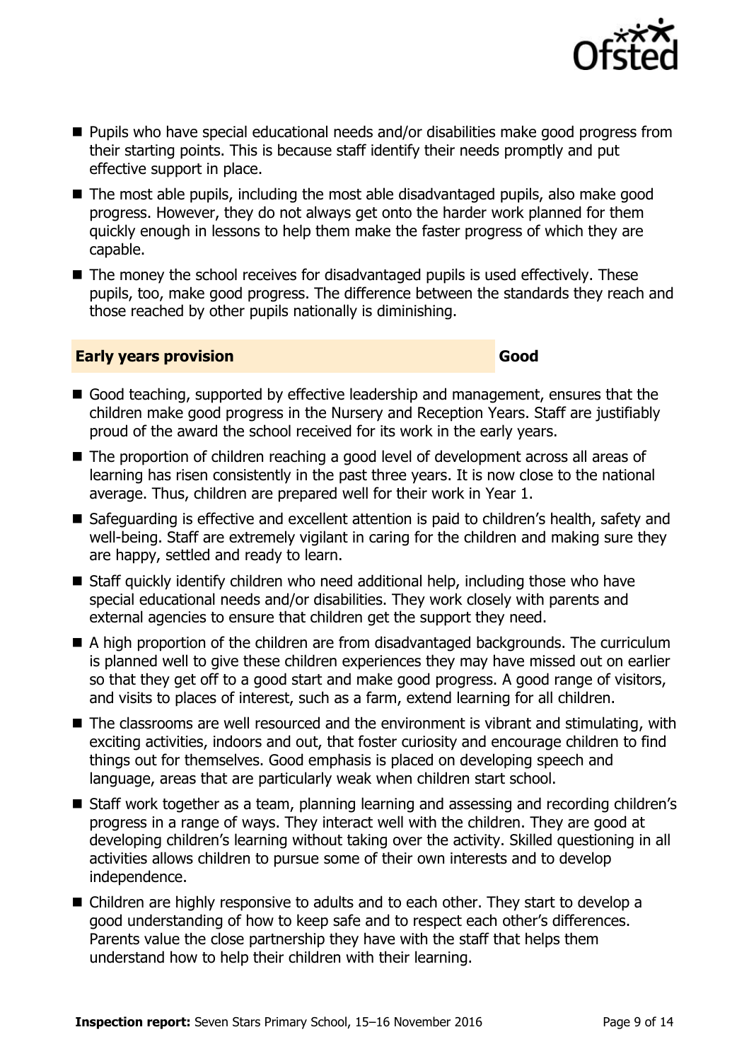- Pupils who have special educational needs and/or disabilities make good progress from their starting points. This is because staff identify their needs promptly and put effective support in place.
- The most able pupils, including the most able disadvantaged pupils, also make good progress. However, they do not always get onto the harder work planned for them quickly enough in lessons to help them make the faster progress of which they are capable.
- The money the school receives for disadvantaged pupils is used effectively. These pupils, too, make good progress. The difference between the standards they reach and those reached by other pupils nationally is diminishing.

| **Early years provision** | **Good** |
|---|---|

- Good teaching, supported by effective leadership and management, ensures that the children make good progress in the Nursery and Reception Years. Staff are justifiably proud of the award the school received for its work in the early years.
- The proportion of children reaching a good level of development across all areas of learning has risen consistently in the past three years. It is now close to the national average. Thus, children are prepared well for their work in Year 1.
- Safeguarding is effective and excellent attention is paid to children's health, safety and well-being. Staff are extremely vigilant in caring for the children and making sure they are happy, settled and ready to learn.
- Staff quickly identify children who need additional help, including those who have special educational needs and/or disabilities. They work closely with parents and external agencies to ensure that children get the support they need.
- A high proportion of the children are from disadvantaged backgrounds. The curriculum is planned well to give these children experiences they may have missed out on earlier so that they get off to a good start and make good progress. A good range of visitors, and visits to places of interest, such as a farm, extend learning for all children.
- The classrooms are well resourced and the environment is vibrant and stimulating, with exciting activities, indoors and out, that foster curiosity and encourage children to find things out for themselves. Good emphasis is placed on developing speech and language, areas that are particularly weak when children start school.
- Staff work together as a team, planning learning and assessing and recording children's progress in a range of ways. They interact well with the children. They are good at developing children's learning without taking over the activity. Skilled questioning in all activities allows children to pursue some of their own interests and to develop independence.
- Children are highly responsive to adults and to each other. They start to develop a good understanding of how to keep safe and to respect each other's differences. Parents value the close partnership they have with the staff that helps them understand how to help their children with their learning.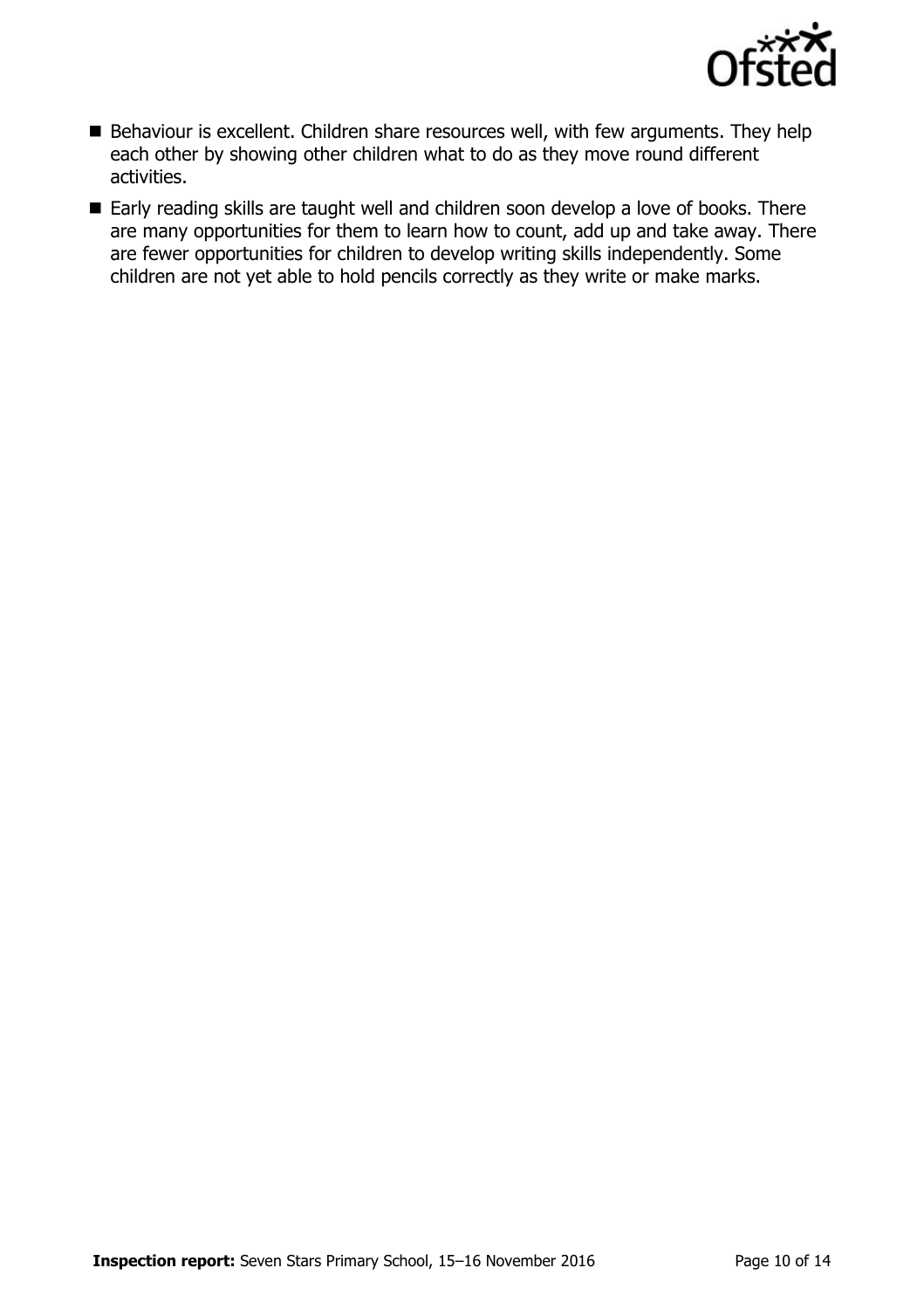- Behaviour is excellent. Children share resources well, with few arguments. They help each other by showing other children what to do as they move round different activities.
- Early reading skills are taught well and children soon develop a love of books. There are many opportunities for them to learn how to count, add up and take away. There are fewer opportunities for children to develop writing skills independently. Some children are not yet able to hold pencils correctly as they write or make marks.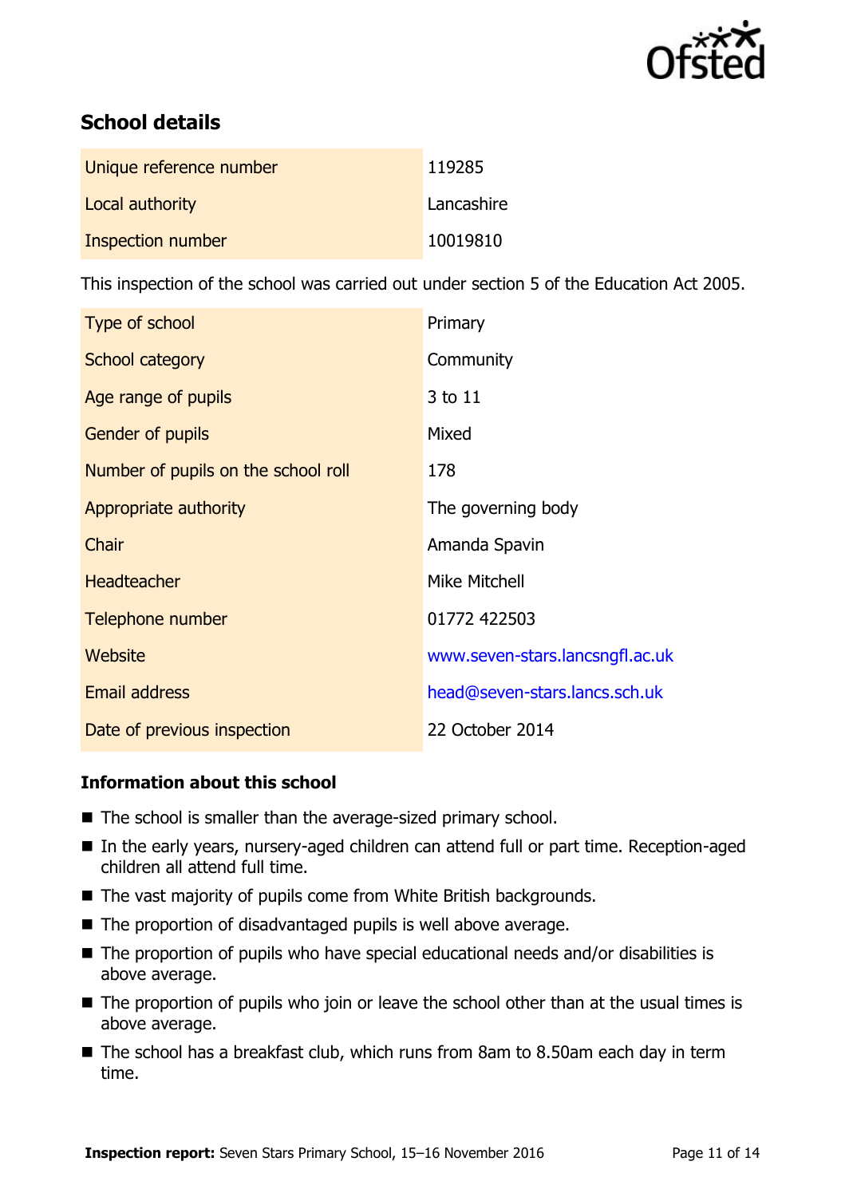## School details

| | |
|---|---|
| Unique reference number | 119285 |
| Local authority | Lancashire |
| Inspection number | 10019810 |

This inspection of the school was carried out under section 5 of the Education Act 2005.

| | |
|---|---|
| Type of school | Primary |
| School category | Community |
| Age range of pupils | 3 to 11 |
| Gender of pupils | Mixed |
| Number of pupils on the school roll | 178 |
| Appropriate authority | The governing body |
| Chair | Amanda Spavin |
| Headteacher | Mike Mitchell |
| Telephone number | 01772 422503 |
| Website | www.seven-stars.lancsngfl.ac.uk |
| Email address | head@seven-stars.lancs.sch.uk |
| Date of previous inspection | 22 October 2014 |

### Information about this school

- The school is smaller than the average-sized primary school.
- In the early years, nursery-aged children can attend full or part time. Reception-aged children all attend full time.
- The vast majority of pupils come from White British backgrounds.
- The proportion of disadvantaged pupils is well above average.
- The proportion of pupils who have special educational needs and/or disabilities is above average.
- The proportion of pupils who join or leave the school other than at the usual times is above average.
- The school has a breakfast club, which runs from 8am to 8.50am each day in term time.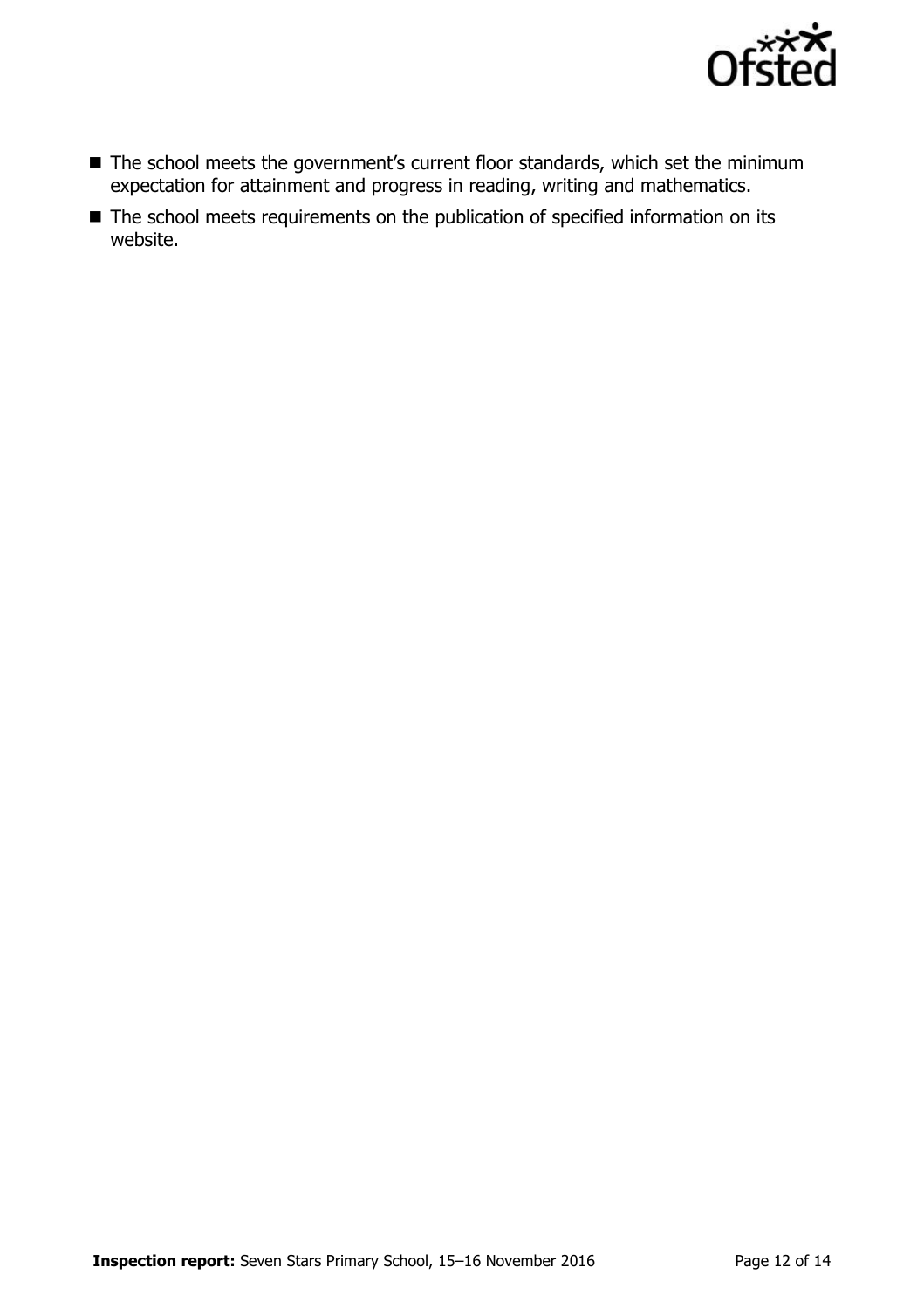- The school meets the government's current floor standards, which set the minimum expectation for attainment and progress in reading, writing and mathematics.
- The school meets requirements on the publication of specified information on its website.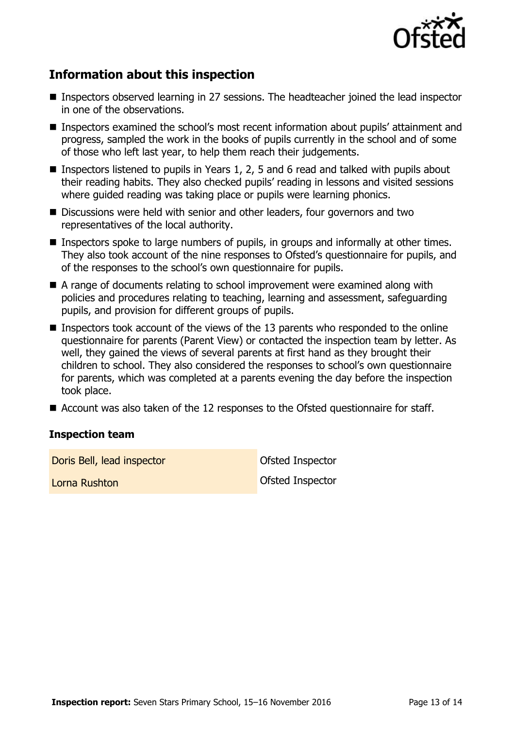## Information about this inspection

- Inspectors observed learning in 27 sessions. The headteacher joined the lead inspector in one of the observations.
- Inspectors examined the school's most recent information about pupils' attainment and progress, sampled the work in the books of pupils currently in the school and of some of those who left last year, to help them reach their judgements.
- Inspectors listened to pupils in Years 1, 2, 5 and 6 read and talked with pupils about their reading habits. They also checked pupils' reading in lessons and visited sessions where guided reading was taking place or pupils were learning phonics.
- Discussions were held with senior and other leaders, four governors and two representatives of the local authority.
- Inspectors spoke to large numbers of pupils, in groups and informally at other times. They also took account of the nine responses to Ofsted's questionnaire for pupils, and of the responses to the school's own questionnaire for pupils.
- A range of documents relating to school improvement were examined along with policies and procedures relating to teaching, learning and assessment, safeguarding pupils, and provision for different groups of pupils.
- Inspectors took account of the views of the 13 parents who responded to the online questionnaire for parents (Parent View) or contacted the inspection team by letter. As well, they gained the views of several parents at first hand as they brought their children to school. They also considered the responses to school's own questionnaire for parents, which was completed at a parents evening the day before the inspection took place.
- Account was also taken of the 12 responses to the Ofsted questionnaire for staff.

### Inspection team

| | |
|---|---|
| Doris Bell, lead inspector | Ofsted Inspector |
| Lorna Rushton | Ofsted Inspector |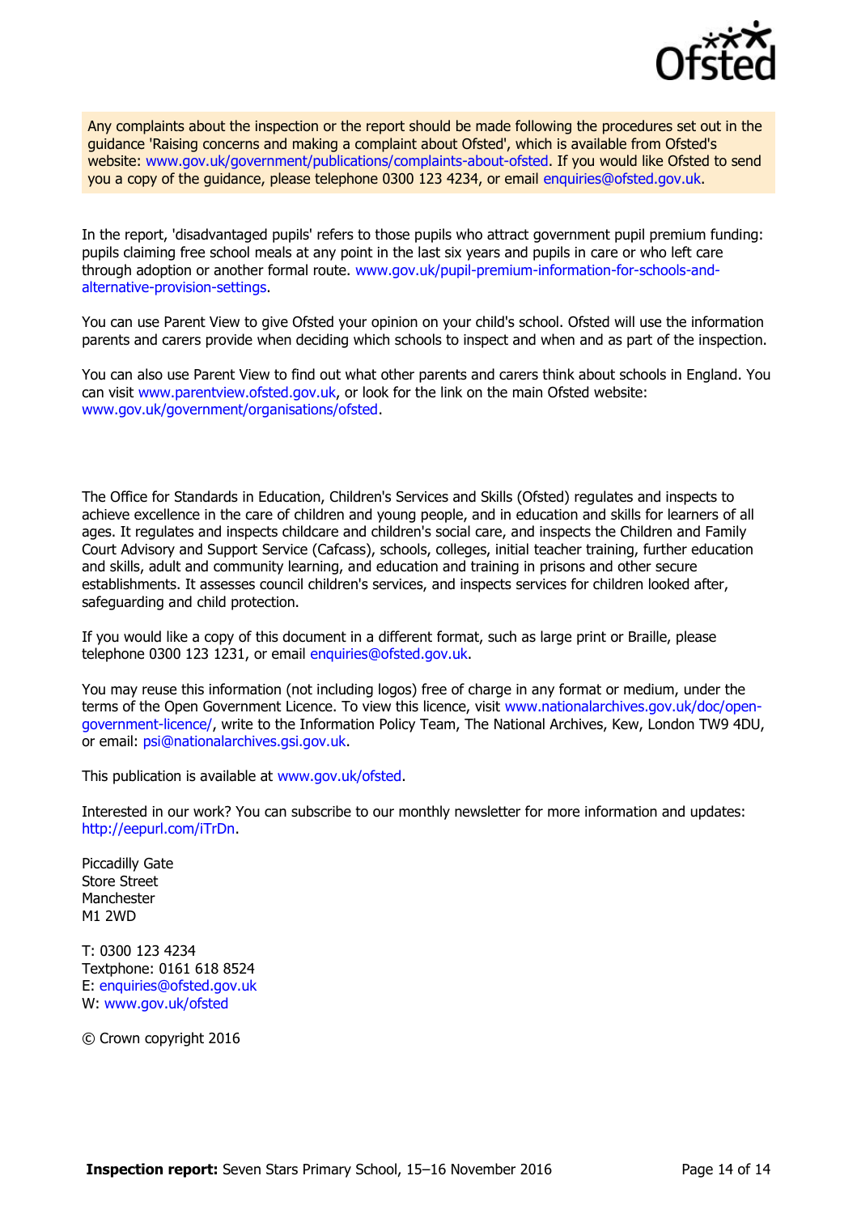Any complaints about the inspection or the report should be made following the procedures set out in the guidance 'Raising concerns and making a complaint about Ofsted', which is available from Ofsted's website: www.gov.uk/government/publications/complaints-about-ofsted. If you would like Ofsted to send you a copy of the guidance, please telephone 0300 123 4234, or email enquiries@ofsted.gov.uk.

In the report, 'disadvantaged pupils' refers to those pupils who attract government pupil premium funding: pupils claiming free school meals at any point in the last six years and pupils in care or who left care through adoption or another formal route. www.gov.uk/pupil-premium-information-for-schools-and-alternative-provision-settings.

You can use Parent View to give Ofsted your opinion on your child's school. Ofsted will use the information parents and carers provide when deciding which schools to inspect and when and as part of the inspection.

You can also use Parent View to find out what other parents and carers think about schools in England. You can visit www.parentview.ofsted.gov.uk, or look for the link on the main Ofsted website: www.gov.uk/government/organisations/ofsted.

The Office for Standards in Education, Children's Services and Skills (Ofsted) regulates and inspects to achieve excellence in the care of children and young people, and in education and skills for learners of all ages. It regulates and inspects childcare and children's social care, and inspects the Children and Family Court Advisory and Support Service (Cafcass), schools, colleges, initial teacher training, further education and skills, adult and community learning, and education and training in prisons and other secure establishments. It assesses council children's services, and inspects services for children looked after, safeguarding and child protection.

If you would like a copy of this document in a different format, such as large print or Braille, please telephone 0300 123 1231, or email enquiries@ofsted.gov.uk.

You may reuse this information (not including logos) free of charge in any format or medium, under the terms of the Open Government Licence. To view this licence, visit www.nationalarchives.gov.uk/doc/open-government-licence/, write to the Information Policy Team, The National Archives, Kew, London TW9 4DU, or email: psi@nationalarchives.gsi.gov.uk.

This publication is available at www.gov.uk/ofsted.

Interested in our work? You can subscribe to our monthly newsletter for more information and updates: http://eepurl.com/iTrDn.

Piccadilly Gate
Store Street
Manchester
M1 2WD

T: 0300 123 4234
Textphone: 0161 618 8524
E: enquiries@ofsted.gov.uk
W: www.gov.uk/ofsted

© Crown copyright 2016